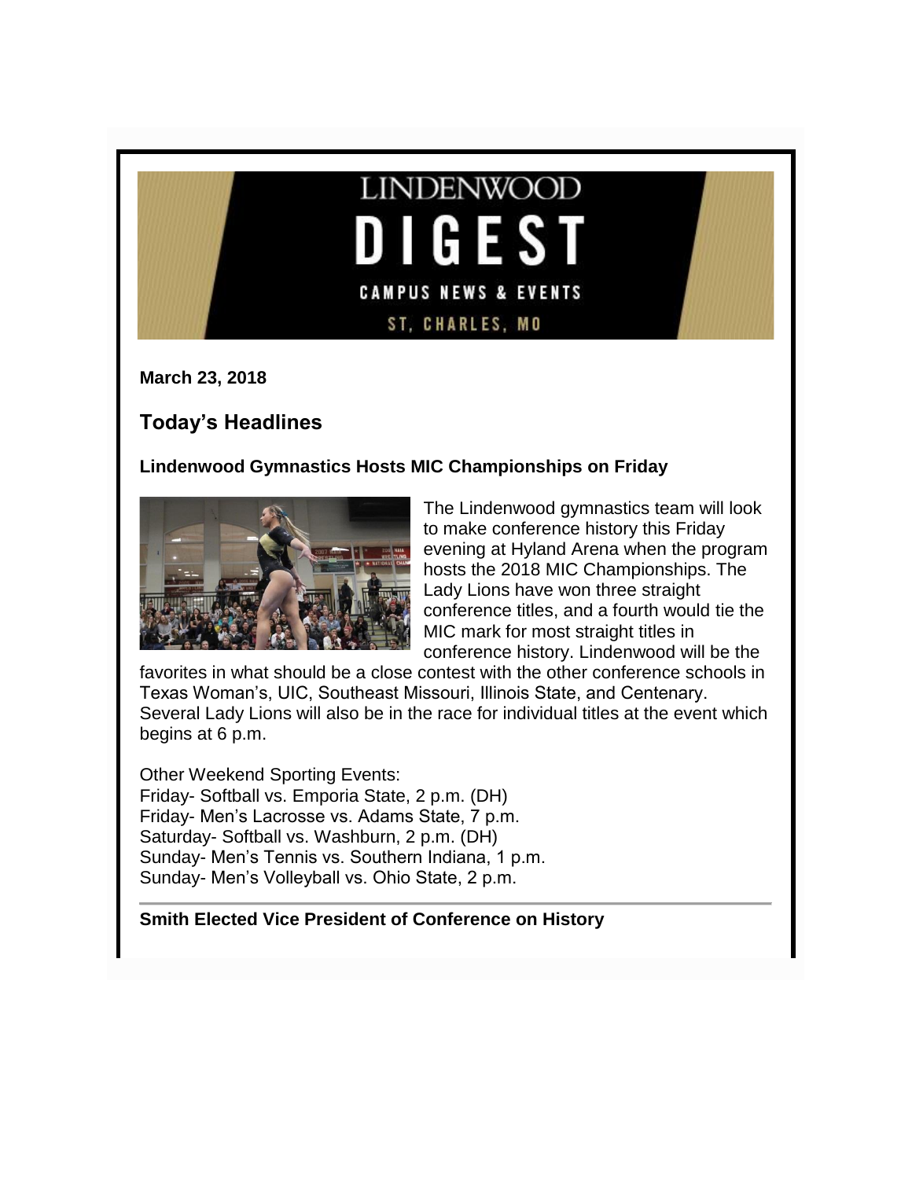LINDENWOOD

DIGEST

CAMPUS NEWS & EVENTS

ST. CHARLES, MO

**March 23, 2018**

## Today's Headlines

### Lindenwood Gymnastics Hosts MIC Championships on Friday

The Lindenwood gymnastics team will look to make conference history this Friday evening at Hyland Arena when the program hosts the 2018 MIC Championships. The Lady Lions have won three straight conference titles, and a fourth would tie the MIC mark for most straight titles in conference history. Lindenwood will be the favorites in what should be a close contest with the other conference schools in Texas Woman's, UIC, Southeast Missouri, Illinois State, and Centenary. Several Lady Lions will also be in the race for individual titles at the event which begins at 6 p.m.

Other Weekend Sporting Events:
Friday- Softball vs. Emporia State, 2 p.m. (DH)
Friday- Men's Lacrosse vs. Adams State, 7 p.m.
Saturday- Softball vs. Washburn, 2 p.m. (DH)
Sunday- Men's Tennis vs. Southern Indiana, 1 p.m.
Sunday- Men's Volleyball vs. Ohio State, 2 p.m.

---

### Smith Elected Vice President of Conference on History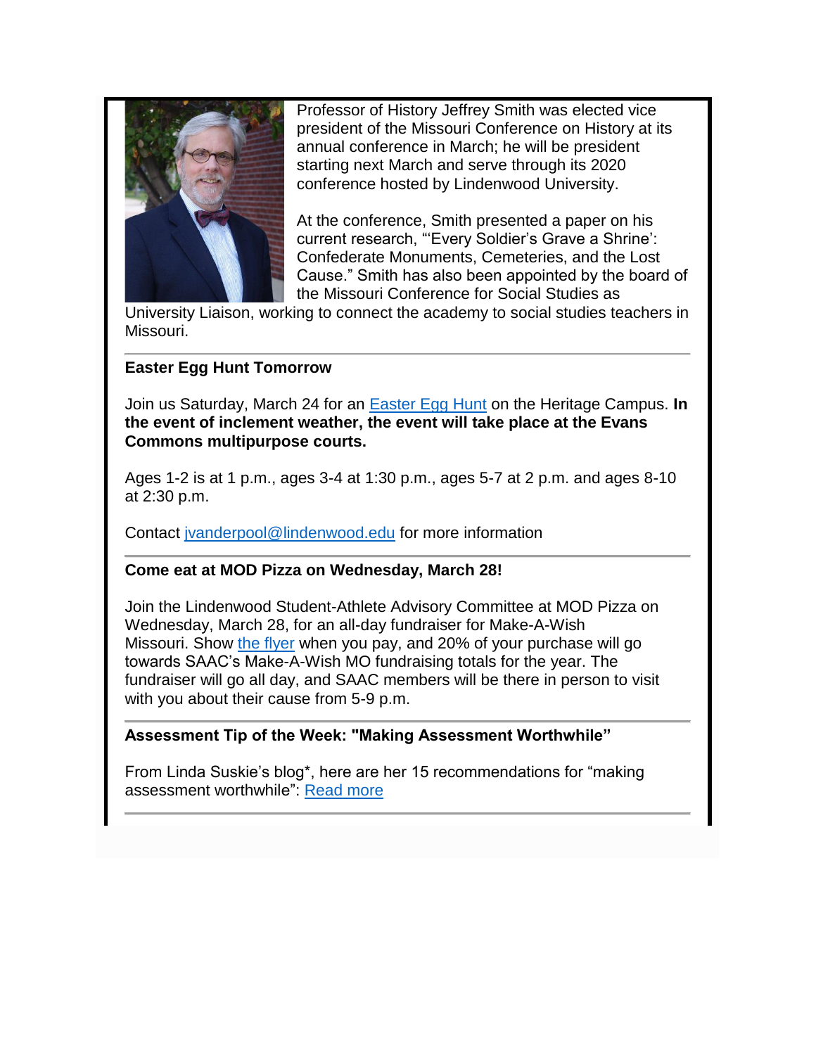Professor of History Jeffrey Smith was elected vice president of the Missouri Conference on History at its annual conference in March; he will be president starting next March and serve through its 2020 conference hosted by Lindenwood University.

At the conference, Smith presented a paper on his current research, "'Every Soldier's Grave a Shrine': Confederate Monuments, Cemeteries, and the Lost Cause." Smith has also been appointed by the board of the Missouri Conference for Social Studies as University Liaison, working to connect the academy to social studies teachers in Missouri.

---

**Easter Egg Hunt Tomorrow**

Join us Saturday, March 24 for an Easter Egg Hunt on the Heritage Campus. **In the event of inclement weather, the event will take place at the Evans Commons multipurpose courts.**

Ages 1-2 is at 1 p.m., ages 3-4 at 1:30 p.m., ages 5-7 at 2 p.m. and ages 8-10 at 2:30 p.m.

Contact jvanderpool@lindenwood.edu for more information

---

**Come eat at MOD Pizza on Wednesday, March 28!**

Join the Lindenwood Student-Athlete Advisory Committee at MOD Pizza on Wednesday, March 28, for an all-day fundraiser for Make-A-Wish Missouri. Show the flyer when you pay, and 20% of your purchase will go towards SAAC's Make-A-Wish MO fundraising totals for the year. The fundraiser will go all day, and SAAC members will be there in person to visit with you about their cause from 5-9 p.m.

---

**Assessment Tip of the Week: "Making Assessment Worthwhile"**

From Linda Suskie's blog*, here are her 15 recommendations for "making assessment worthwhile": Read more

---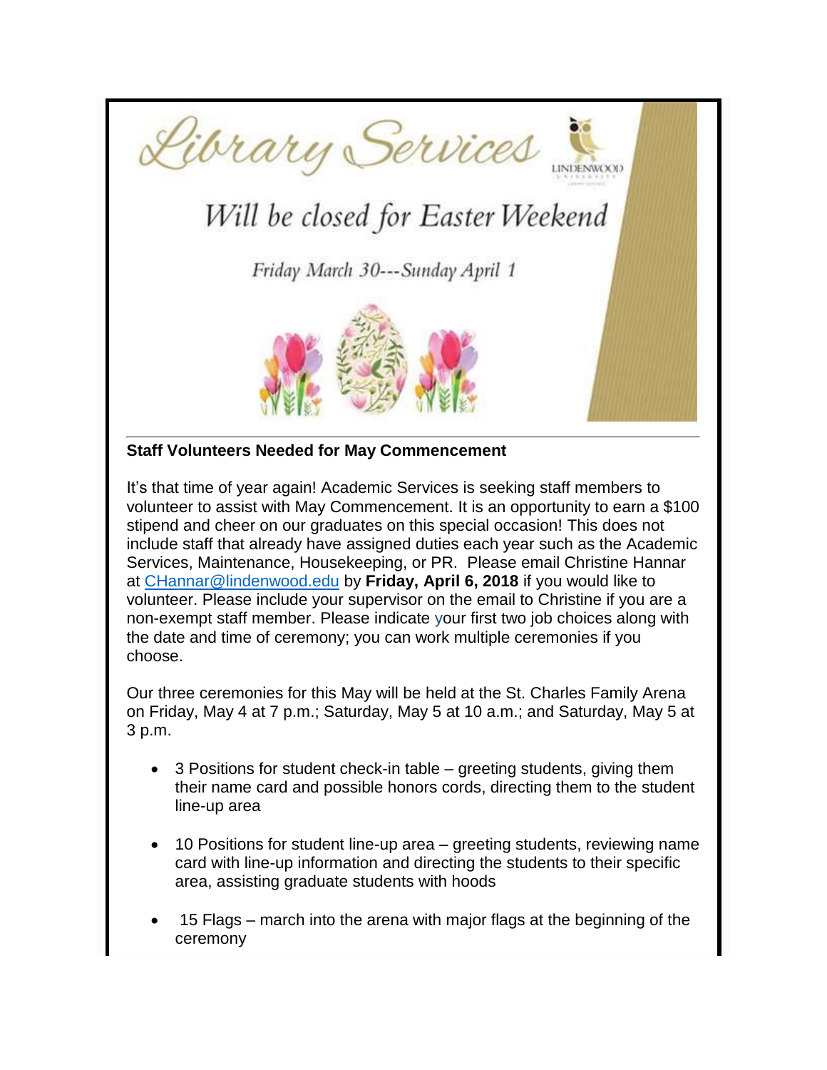# Library Services

## Will be closed for Easter Weekend

Friday March 30---Sunday April 1

---

**Staff Volunteers Needed for May Commencement**

It's that time of year again! Academic Services is seeking staff members to volunteer to assist with May Commencement. It is an opportunity to earn a $100 stipend and cheer on our graduates on this special occasion! This does not include staff that already have assigned duties each year such as the Academic Services, Maintenance, Housekeeping, or PR. Please email Christine Hannar at CHannar@lindenwood.edu by **Friday, April 6, 2018** if you would like to volunteer. Please include your supervisor on the email to Christine if you are a non-exempt staff member. Please indicate your first two job choices along with the date and time of ceremony; you can work multiple ceremonies if you choose.

Our three ceremonies for this May will be held at the St. Charles Family Arena on Friday, May 4 at 7 p.m.; Saturday, May 5 at 10 a.m.; and Saturday, May 5 at 3 p.m.

- 3 Positions for student check-in table – greeting students, giving them their name card and possible honors cords, directing them to the student line-up area
- 10 Positions for student line-up area – greeting students, reviewing name card with line-up information and directing the students to their specific area, assisting graduate students with hoods
- 15 Flags – march into the arena with major flags at the beginning of the ceremony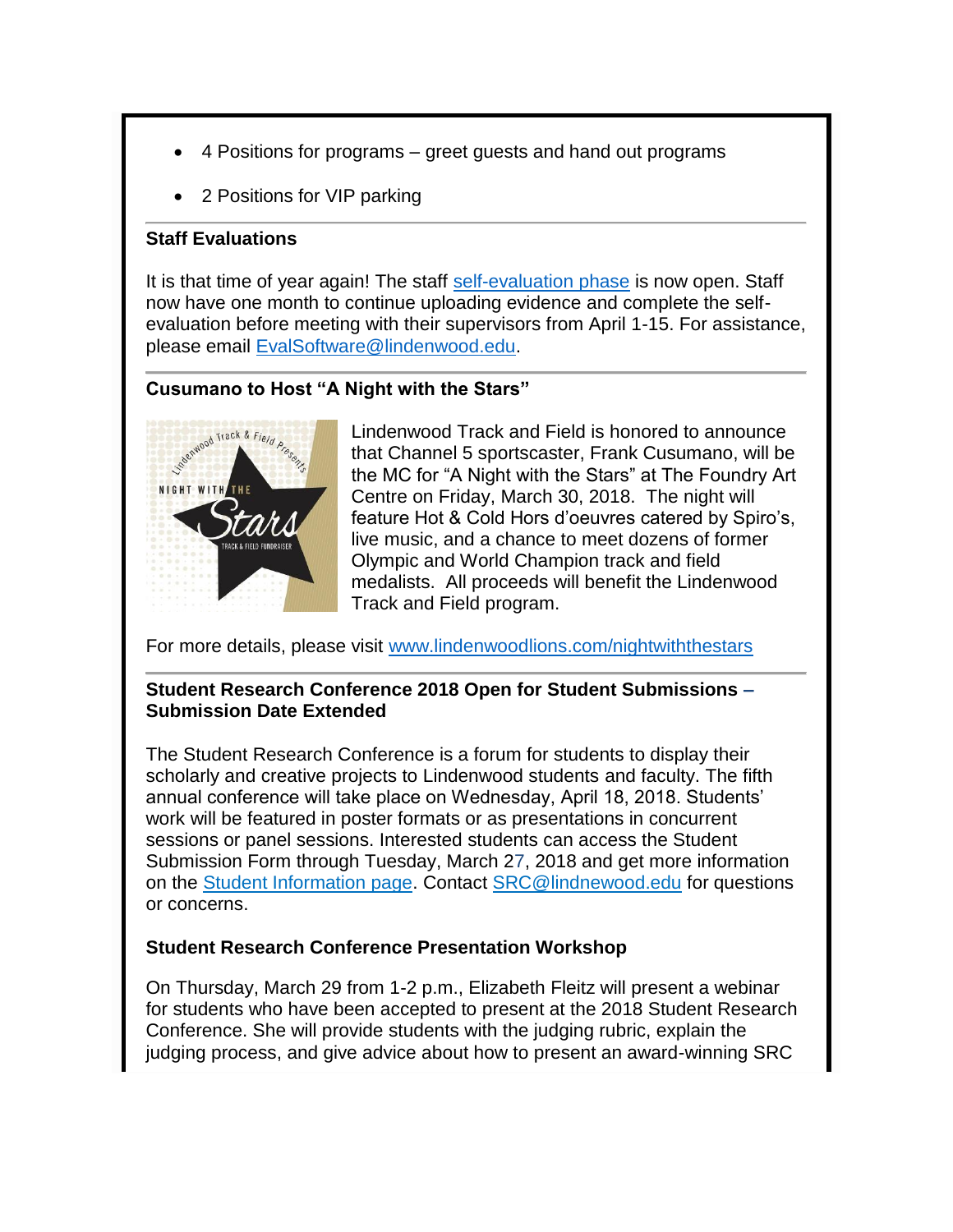- 4 Positions for programs – greet guests and hand out programs
- 2 Positions for VIP parking

**Staff Evaluations**

It is that time of year again! The staff self-evaluation phase is now open. Staff now have one month to continue uploading evidence and complete the self-evaluation before meeting with their supervisors from April 1-15. For assistance, please email EvalSoftware@lindenwood.edu.

**Cusumano to Host "A Night with the Stars"**

Lindenwood Track and Field is honored to announce that Channel 5 sportscaster, Frank Cusumano, will be the MC for "A Night with the Stars" at The Foundry Art Centre on Friday, March 30, 2018. The night will feature Hot & Cold Hors d'oeuvres catered by Spiro's, live music, and a chance to meet dozens of former Olympic and World Champion track and field medalists. All proceeds will benefit the Lindenwood Track and Field program.

For more details, please visit www.lindenwoodlions.com/nightwiththestars

**Student Research Conference 2018 Open for Student Submissions – Submission Date Extended**

The Student Research Conference is a forum for students to display their scholarly and creative projects to Lindenwood students and faculty. The fifth annual conference will take place on Wednesday, April 18, 2018. Students' work will be featured in poster formats or as presentations in concurrent sessions or panel sessions. Interested students can access the Student Submission Form through Tuesday, March 27, 2018 and get more information on the Student Information page. Contact SRC@lindnewood.edu for questions or concerns.

**Student Research Conference Presentation Workshop**

On Thursday, March 29 from 1-2 p.m., Elizabeth Fleitz will present a webinar for students who have been accepted to present at the 2018 Student Research Conference. She will provide students with the judging rubric, explain the judging process, and give advice about how to present an award-winning SRC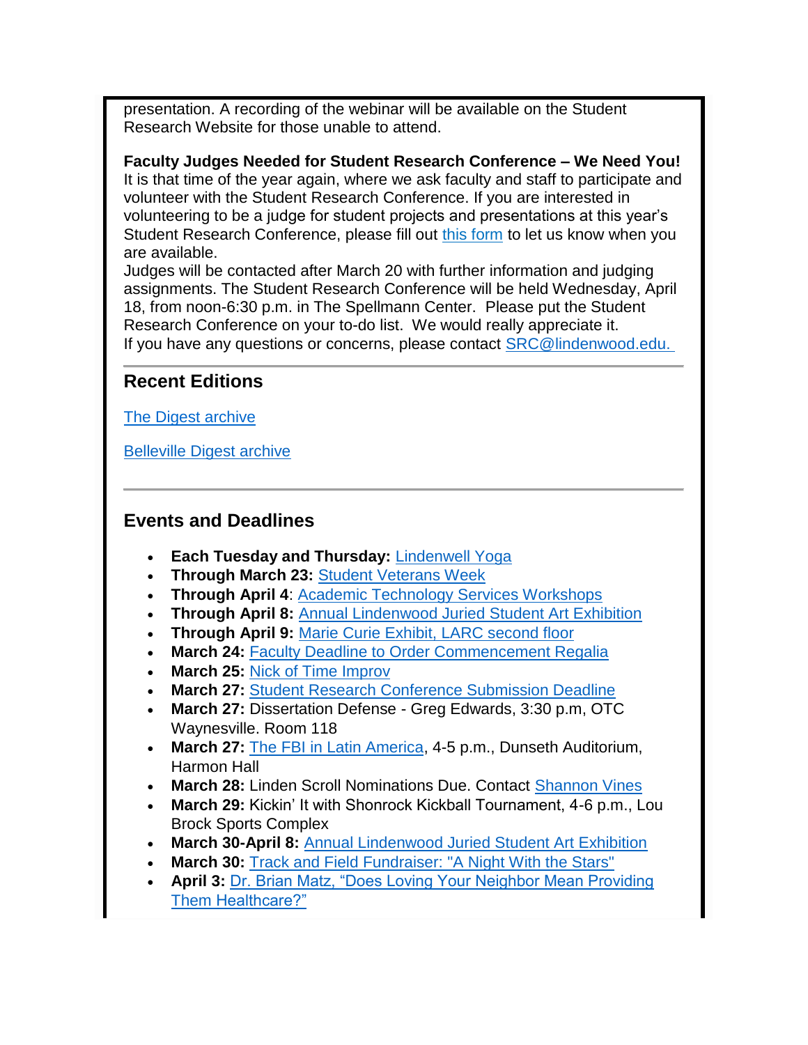presentation. A recording of the webinar will be available on the Student Research Website for those unable to attend.

**Faculty Judges Needed for Student Research Conference – We Need You!**
It is that time of the year again, where we ask faculty and staff to participate and volunteer with the Student Research Conference. If you are interested in volunteering to be a judge for student projects and presentations at this year's Student Research Conference, please fill out this form to let us know when you are available.
Judges will be contacted after March 20 with further information and judging assignments. The Student Research Conference will be held Wednesday, April 18, from noon-6:30 p.m. in The Spellmann Center. Please put the Student Research Conference on your to-do list. We would really appreciate it.
If you have any questions or concerns, please contact SRC@lindenwood.edu.

---

## Recent Editions

The Digest archive

Belleville Digest archive

---

## Events and Deadlines

- **Each Tuesday and Thursday:** Lindenwell Yoga
- **Through March 23:** Student Veterans Week
- **Through April 4**: Academic Technology Services Workshops
- **Through April 8:** Annual Lindenwood Juried Student Art Exhibition
- **Through April 9:** Marie Curie Exhibit, LARC second floor
- **March 24:** Faculty Deadline to Order Commencement Regalia
- **March 25:** Nick of Time Improv
- **March 27:** Student Research Conference Submission Deadline
- **March 27:** Dissertation Defense - Greg Edwards, 3:30 p.m, OTC Waynesville. Room 118
- **March 27:** The FBI in Latin America, 4-5 p.m., Dunseth Auditorium, Harmon Hall
- **March 28:** Linden Scroll Nominations Due. Contact Shannon Vines
- **March 29:** Kickin' It with Shonrock Kickball Tournament, 4-6 p.m., Lou Brock Sports Complex
- **March 30-April 8:** Annual Lindenwood Juried Student Art Exhibition
- **March 30:** Track and Field Fundraiser: "A Night With the Stars"
- **April 3:** Dr. Brian Matz, "Does Loving Your Neighbor Mean Providing Them Healthcare?"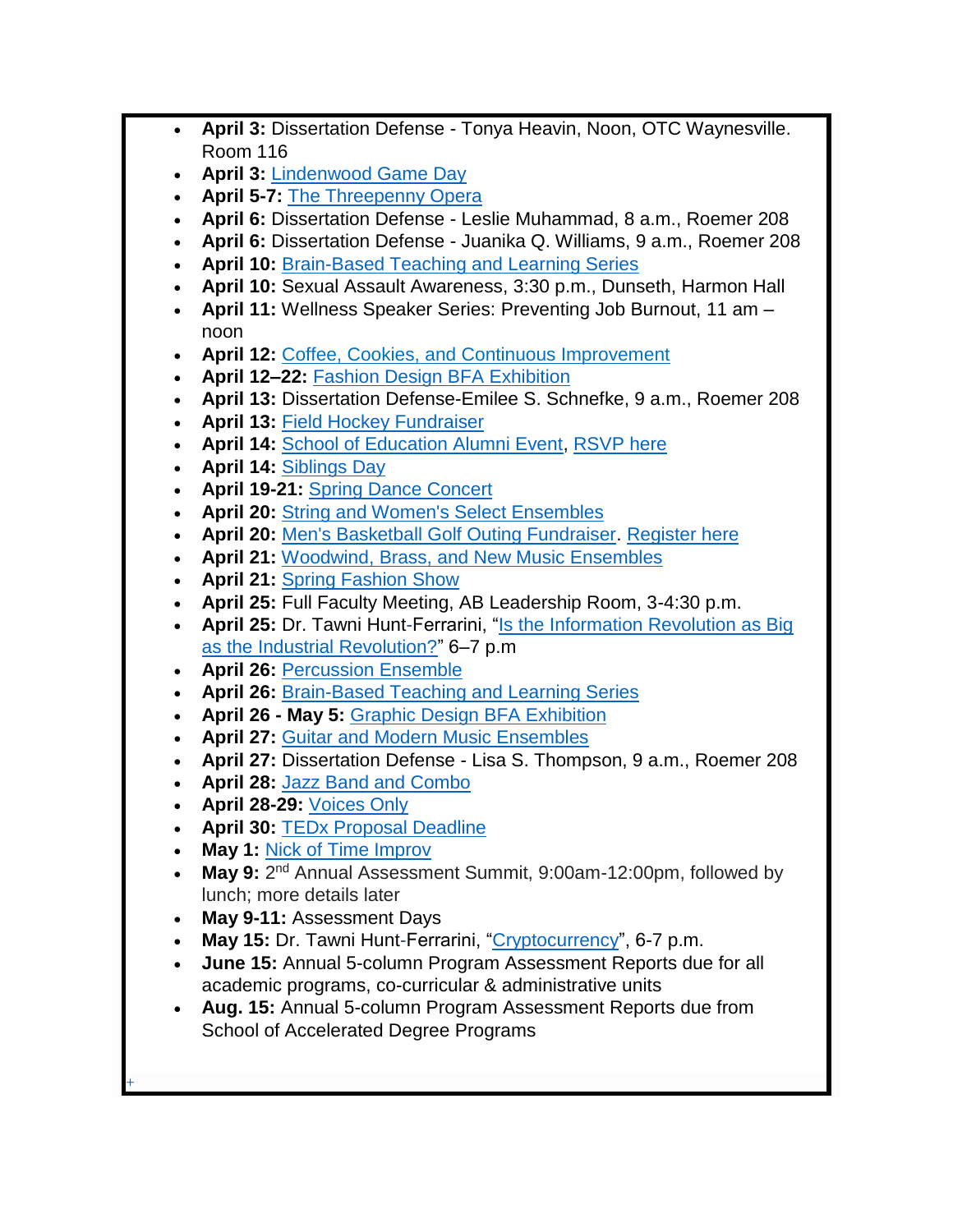- **April 3:** Dissertation Defense - Tonya Heavin, Noon, OTC Waynesville. Room 116
- **April 3:** Lindenwood Game Day
- **April 5-7:** The Threepenny Opera
- **April 6:** Dissertation Defense - Leslie Muhammad, 8 a.m., Roemer 208
- **April 6:** Dissertation Defense - Juanika Q. Williams, 9 a.m., Roemer 208
- **April 10:** Brain-Based Teaching and Learning Series
- **April 10:** Sexual Assault Awareness, 3:30 p.m., Dunseth, Harmon Hall
- **April 11:** Wellness Speaker Series: Preventing Job Burnout, 11 am – noon
- **April 12:** Coffee, Cookies, and Continuous Improvement
- **April 12–22:** Fashion Design BFA Exhibition
- **April 13:** Dissertation Defense-Emilee S. Schnefke, 9 a.m., Roemer 208
- **April 13:** Field Hockey Fundraiser
- **April 14:** School of Education Alumni Event, RSVP here
- **April 14:** Siblings Day
- **April 19-21:** Spring Dance Concert
- **April 20:** String and Women's Select Ensembles
- **April 20:** Men's Basketball Golf Outing Fundraiser. Register here
- **April 21:** Woodwind, Brass, and New Music Ensembles
- **April 21:** Spring Fashion Show
- **April 25:** Full Faculty Meeting, AB Leadership Room, 3-4:30 p.m.
- **April 25:** Dr. Tawni Hunt-Ferrarini, "Is the Information Revolution as Big as the Industrial Revolution?" 6–7 p.m
- **April 26:** Percussion Ensemble
- **April 26:** Brain-Based Teaching and Learning Series
- **April 26 - May 5:** Graphic Design BFA Exhibition
- **April 27:** Guitar and Modern Music Ensembles
- **April 27:** Dissertation Defense - Lisa S. Thompson, 9 a.m., Roemer 208
- **April 28:** Jazz Band and Combo
- **April 28-29:** Voices Only
- **April 30:** TEDx Proposal Deadline
- **May 1:** Nick of Time Improv
- **May 9:** 2nd Annual Assessment Summit, 9:00am-12:00pm, followed by lunch; more details later
- **May 9-11:** Assessment Days
- **May 15:** Dr. Tawni Hunt-Ferrarini, "Cryptocurrency", 6-7 p.m.
- **June 15:** Annual 5-column Program Assessment Reports due for all academic programs, co-curricular & administrative units
- **Aug. 15:** Annual 5-column Program Assessment Reports due from School of Accelerated Degree Programs